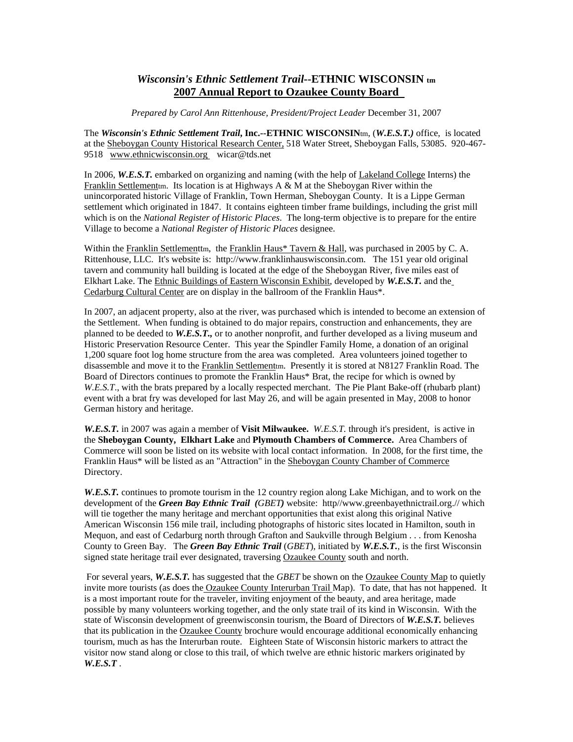# *Wisconsin's Ethnic Settlement Trail*--ETHNIC WISCONSIN tm

## 2007 Annual Report to Ozaukee County Board

*Prepared by Carol Ann Rittenhouse, President/Project Leader* December 31, 2007

The ***Wisconsin's Ethnic Settlement Trail*, Inc.--ETHNIC WISCONSIN**tm, (***W.E.S.T.)*** office, is located at the Sheboygan County Historical Research Center, 518 Water Street, Sheboygan Falls, 53085. 920-467-9518 www.ethnicwisconsin.org wicar@tds.net

In 2006, ***W.E.S.T.*** embarked on organizing and naming (with the help of Lakeland College Interns) the Franklin Settlementtm. Its location is at Highways A & M at the Sheboygan River within the unincorporated historic Village of Franklin, Town Herman, Sheboygan County. It is a Lippe German settlement which originated in 1847. It contains eighteen timber frame buildings, including the grist mill which is on the *National Register of Historic Places*. The long-term objective is to prepare for the entire Village to become a *National Register of Historic Places* designee.

Within the Franklin Settlementtm, the Franklin Haus* Tavern & Hall, was purchased in 2005 by C. A. Rittenhouse, LLC. It's website is: http://www.franklinhauswisconsin.com. The 151 year old original tavern and community hall building is located at the edge of the Sheboygan River, five miles east of Elkhart Lake. The Ethnic Buildings of Eastern Wisconsin Exhibit, developed by ***W.E.S.T.*** and the Cedarburg Cultural Center are on display in the ballroom of the Franklin Haus*.

In 2007, an adjacent property, also at the river, was purchased which is intended to become an extension of the Settlement. When funding is obtained to do major repairs, construction and enhancements, they are planned to be deeded to ***W.E.S.T.,*** or to another nonprofit, and further developed as a living museum and Historic Preservation Resource Center. This year the Spindler Family Home, a donation of an original 1,200 square foot log home structure from the area was completed. Area volunteers joined together to disassemble and move it to the Franklin Settlementtm. Presently it is stored at N8127 Franklin Road. The Board of Directors continues to promote the Franklin Haus* Brat, the recipe for which is owned by *W.E.S.T*., with the brats prepared by a locally respected merchant. The Pie Plant Bake-off (rhubarb plant) event with a brat fry was developed for last May 26, and will be again presented in May, 2008 to honor German history and heritage.

***W.E.S.T.*** in 2007 was again a member of **Visit Milwaukee.** *W.E.S.T.* through it's president, is active in the **Sheboygan County, Elkhart Lake** and **Plymouth Chambers of Commerce.** Area Chambers of Commerce will soon be listed on its website with local contact information. In 2008, for the first time, the Franklin Haus* will be listed as an "Attraction" in the Sheboygan County Chamber of Commerce Directory.

***W.E.S.T.*** continues to promote tourism in the 12 country region along Lake Michigan, and to work on the development of the ***Green Bay Ethnic Trail (****GBET****)*** website: http//www.greenbayethnictrail.org.// which will tie together the many heritage and merchant opportunities that exist along this original Native American Wisconsin 156 mile trail, including photographs of historic sites located in Hamilton, south in Mequon, and east of Cedarburg north through Grafton and Saukville through Belgium . . . from Kenosha County to Green Bay. The ***Green Bay Ethnic Trail*** (*GBET*), initiated by ***W.E.S.T.***, is the first Wisconsin signed state heritage trail ever designated, traversing Ozaukee County south and north.

For several years, ***W.E.S.T.*** has suggested that the *GBET* be shown on the Ozaukee County Map to quietly invite more tourists (as does the Ozaukee County Interurban Trail Map). To date, that has not happened. It is a most important route for the traveler, inviting enjoyment of the beauty, and area heritage, made possible by many volunteers working together, and the only state trail of its kind in Wisconsin. With the state of Wisconsin development of greenwisconsin tourism, the Board of Directors of ***W.E.S.T.*** believes that its publication in the Ozaukee County brochure would encourage additional economically enhancing tourism, much as has the Interurban route. Eighteen State of Wisconsin historic markers to attract the visitor now stand along or close to this trail, of which twelve are ethnic historic markers originated by ***W.E.S.T*** .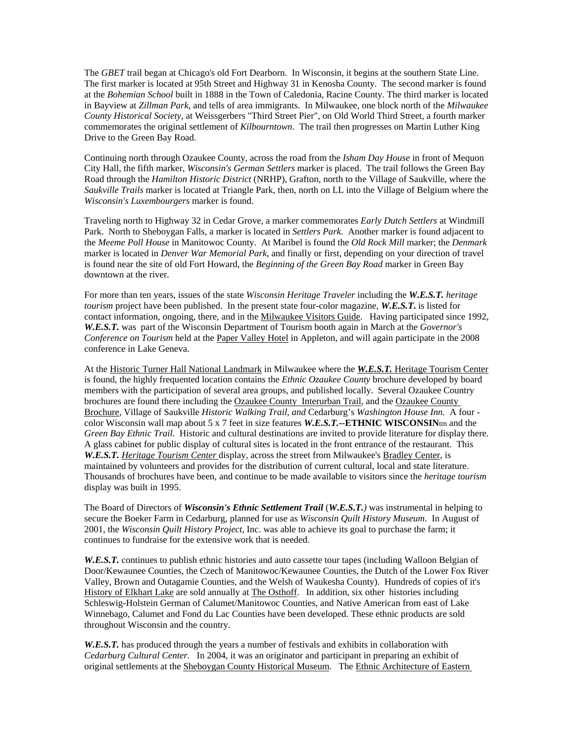The *GBET* trail began at Chicago's old Fort Dearborn. In Wisconsin, it begins at the southern State Line. The first marker is located at 95th Street and Highway 31 in Kenosha County. The second marker is found at the *Bohemian School* built in 1888 in the Town of Caledonia, Racine County. The third marker is located in Bayview at *Zillman Park*, and tells of area immigrants. In Milwaukee, one block north of the *Milwaukee County Historical Society*, at Weissgerbers "Third Street Pier", on Old World Third Street, a fourth marker commemorates the original settlement of *Kilbourntown*. The trail then progresses on Martin Luther King Drive to the Green Bay Road.

Continuing north through Ozaukee County, across the road from the *Isham Day House* in front of Mequon City Hall, the fifth marker, *Wisconsin's German Settlers* marker is placed. The trail follows the Green Bay Road through the *Hamilton Historic District* (NRHP), Grafton, north to the Village of Saukville, where the *Saukville Trails* marker is located at Triangle Park, then, north on LL into the Village of Belgium where the *Wisconsin's Luxembourgers* marker is found.

Traveling north to Highway 32 in Cedar Grove, a marker commemorates *Early Dutch Settlers* at Windmill Park. North to Sheboygan Falls, a marker is located in *Settlers Park.* Another marker is found adjacent to the *Meeme Poll House* in Manitowoc County. At Maribel is found the *Old Rock Mill* marker; the *Denmark* marker is located in *Denver War Memorial Park*, and finally or first, depending on your direction of travel is found near the site of old Fort Howard, the *Beginning of the Green Bay Road* marker in Green Bay downtown at the river.

For more than ten years, issues of the state *Wisconsin Heritage Traveler* including the ***W.E.S.T.*** *heritage tourism* project have been published. In the present state four-color magazine, ***W.E.S.T.*** is listed for contact information, ongoing, there, and in the Milwaukee Visitors Guide. Having participated since 1992, ***W.E.S.T.*** was part of the Wisconsin Department of Tourism booth again in March at the *Governor's Conference on Tourism* held at the Paper Valley Hotel in Appleton, and will again participate in the 2008 conference in Lake Geneva.

At the Historic Turner Hall National Landmark in Milwaukee where the ***W.E.S.T.*** Heritage Tourism Center is found, the highly frequented location contains the *Ethnic Ozaukee County* brochure developed by board members with the participation of several area groups, and published locally. Several Ozaukee Country brochures are found there including the Ozaukee County Interurban Trail, and the Ozaukee County Brochure, Village of Saukville *Historic Walking Trail, and* Cedarburg's *Washington House Inn.* A four - color Wisconsin wall map about 5 x 7 feet in size features ***W.E.S.T.*--ETHNIC WISCONSIN**tm and the *Green Bay Ethnic Trail*. Historic and cultural destinations are invited to provide literature for display there. A glass cabinet for public display of cultural sites is located in the front entrance of the restaurant. This ***W.E.S.T.*** *Heritage Tourism Center* display, across the street from Milwaukee's Bradley Center, is maintained by volunteers and provides for the distribution of current cultural, local and state literature. Thousands of brochures have been, and continue to be made available to visitors since the *heritage tourism* display was built in 1995.

The Board of Directors of ***Wisconsin's Ethnic Settlement Trail*** (***W.E.S.T.****)* was instrumental in helping to secure the Boeker Farm in Cedarburg, planned for use as *Wisconsin Quilt History Museum*. In August of 2001, the *Wisconsin Quilt History Project*, Inc. was able to achieve its goal to purchase the farm; it continues to fundraise for the extensive work that is needed.

***W.E.S.T.*** continues to publish ethnic histories and auto cassette tour tapes (including Walloon Belgian of Door/Kewaunee Counties, the Czech of Manitowoc/Kewaunee Counties, the Dutch of the Lower Fox River Valley, Brown and Outagamie Counties, and the Welsh of Waukesha County). Hundreds of copies of it's History of Elkhart Lake are sold annually at The Osthoff. In addition, six other histories including Schleswig-Holstein German of Calumet/Manitowoc Counties, and Native American from east of Lake Winnebago, Calumet and Fond du Lac Counties have been developed. These ethnic products are sold throughout Wisconsin and the country.

***W.E.S.T.*** has produced through the years a number of festivals and exhibits in collaboration with *Cedarburg Cultural Center.* In 2004, it was an originator and participant in preparing an exhibit of original settlements at the Sheboygan County Historical Museum. The Ethnic Architecture of Eastern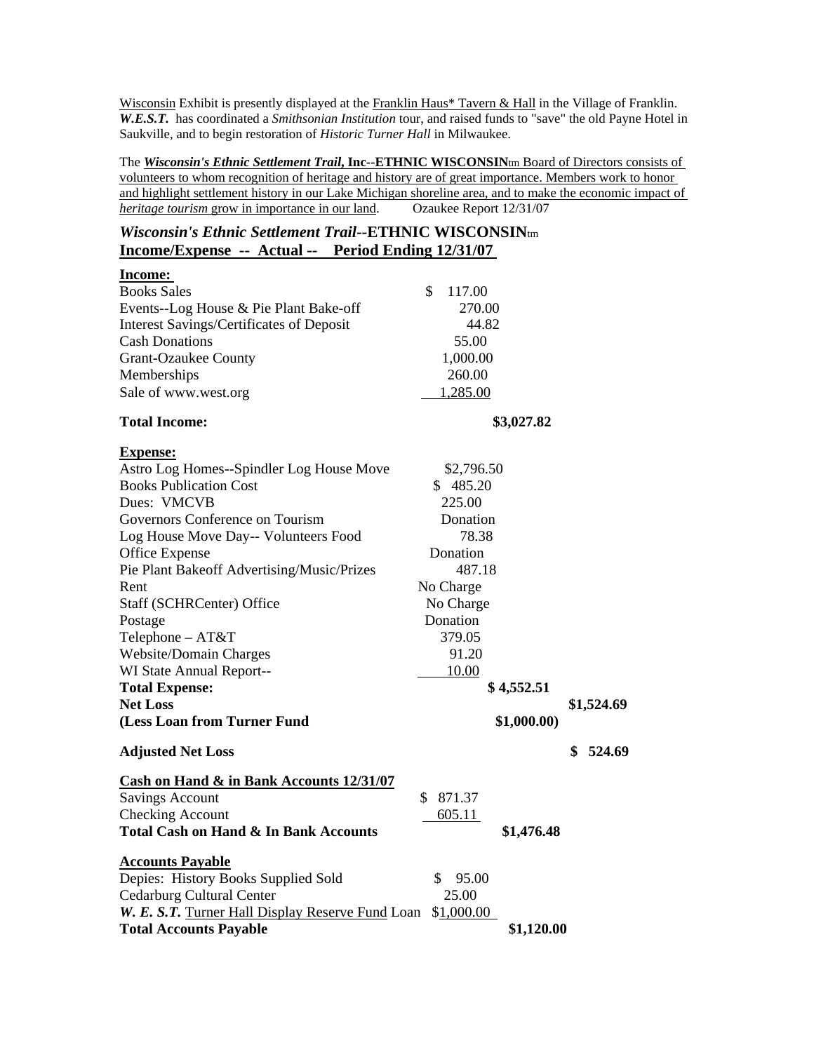Wisconsin Exhibit is presently displayed at the Franklin Haus* Tavern & Hall in the Village of Franklin. ***W.E.S.T.*** has coordinated a *Smithsonian Institution* tour, and raised funds to "save" the old Payne Hotel in Saukville, and to begin restoration of *Historic Turner Hall* in Milwaukee.

The ***Wisconsin's Ethnic Settlement Trail,* Inc--ETHNIC WISCONSIN**tm Board of Directors consists of volunteers to whom recognition of heritage and history are of great importance. Members work to honor and highlight settlement history in our Lake Michigan shoreline area, and to make the economic impact of *heritage tourism* grow in importance in our land. Ozaukee Report 12/31/07

## *Wisconsin's Ethnic Settlement Trail*--ETHNIC WISCONSINtm

## Income/Expense -- Actual -- Period Ending 12/31/07

| | | | |
|---|---|---|---|
| **Income:** | | | |
| Books Sales | $ 117.00 | | |
| Events--Log House & Pie Plant Bake-off | 270.00 | | |
| Interest Savings/Certificates of Deposit | 44.82 | | |
| Cash Donations | 55.00 | | |
| Grant-Ozaukee County | 1,000.00 | | |
| Memberships | 260.00 | | |
| Sale of www.west.org | 1,285.00 | | |
| **Total Income:** | | **$3,027.82** | |
| **Expense:** | | | |
| Astro Log Homes--Spindler Log House Move | $2,796.50 | | |
| Books Publication Cost | $ 485.20 | | |
| Dues: VMCVB | 225.00 | | |
| Governors Conference on Tourism | Donation | | |
| Log House Move Day-- Volunteers Food | 78.38 | | |
| Office Expense | Donation | | |
| Pie Plant Bakeoff Advertising/Music/Prizes | 487.18 | | |
| Rent | No Charge | | |
| Staff (SCHRCenter) Office | No Charge | | |
| Postage | Donation | | |
| Telephone – AT&T | 379.05 | | |
| Website/Domain Charges | 91.20 | | |
| WI State Annual Report-- | 10.00 | | |
| **Total Expense:** | | **$ 4,552.51** | |
| **Net Loss** | | | **$1,524.69** |
| **(Less Loan from Turner Fund** | | **$1,000.00)** | |
| **Adjusted Net Loss** | | | **$ 524.69** |
| **Cash on Hand & in Bank Accounts 12/31/07** | | | |
| Savings Account | $ 871.37 | | |
| Checking Account | 605.11 | | |
| **Total Cash on Hand & In Bank Accounts** | | **$1,476.48** | |
| **Accounts Payable** | | | |
| Depies: History Books Supplied Sold | $ 95.00 | | |
| Cedarburg Cultural Center | 25.00 | | |
| ***W. E. S. T.*** Turner Hall Display Reserve Fund Loan | $1,000.00 | | |
| **Total Accounts Payable** | | **$1,120.00** | |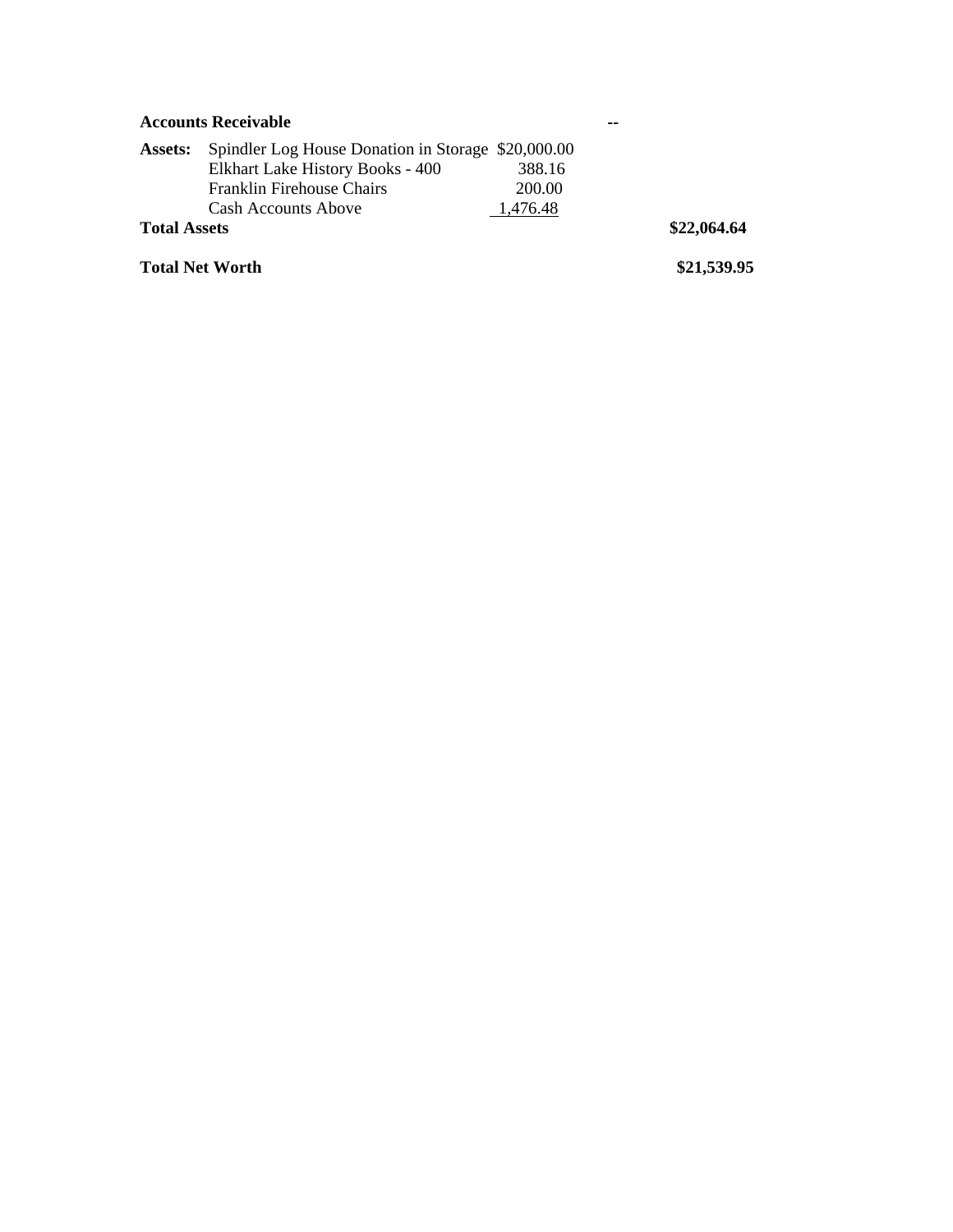| | | | | |
|---|---|---|---|---|
| **Accounts Receivable** | | | -- | |
| **Assets:** | Spindler Log House Donation in Storage | $20,000.00 | | |
| | Elkhart Lake History Books - 400 | 388.16 | | |
| | Franklin Firehouse Chairs | 200.00 | | |
| | Cash Accounts Above | 1,476.48 | | |
| **Total Assets** | | | | **$22,064.64** |
| **Total Net Worth** | | | | **$21,539.95** |